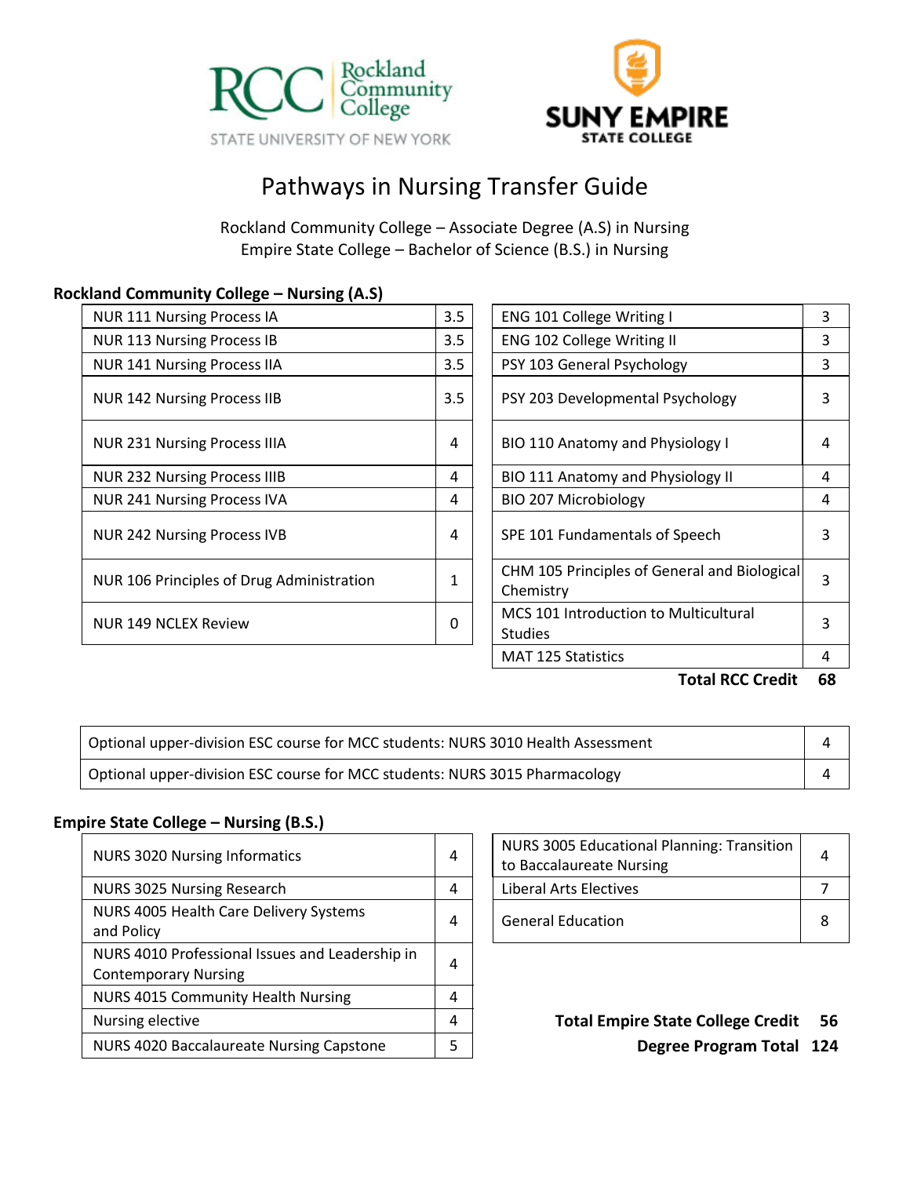Rockland Community College
STATE UNIVERSITY OF NEW YORK

SUNY EMPIRE STATE COLLEGE

# Pathways in Nursing Transfer Guide

Rockland Community College – Associate Degree (A.S) in Nursing
Empire State College – Bachelor of Science (B.S.) in Nursing

## Rockland Community College – Nursing (A.S)

| Course | Credits | Course | Credits |
|---|---|---|---|
| NUR 111 Nursing Process IA | 3.5 | ENG 101 College Writing I | 3 |
| NUR 113 Nursing Process IB | 3.5 | ENG 102 College Writing II | 3 |
| NUR 141 Nursing Process IIA | 3.5 | PSY 103 General Psychology | 3 |
| NUR 142 Nursing Process IIB | 3.5 | PSY 203 Developmental Psychology | 3 |
| NUR 231 Nursing Process IIIA | 4 | BIO 110 Anatomy and Physiology I | 4 |
| NUR 232 Nursing Process IIIB | 4 | BIO 111 Anatomy and Physiology II | 4 |
| NUR 241 Nursing Process IVA | 4 | BIO 207 Microbiology | 4 |
| NUR 242 Nursing Process IVB | 4 | SPE 101 Fundamentals of Speech | 3 |
| NUR 106 Principles of Drug Administration | 1 | CHM 105 Principles of General and Biological Chemistry | 3 |
| NUR 149 NCLEX Review | 0 | MCS 101 Introduction to Multicultural Studies | 3 |
| | | MAT 125 Statistics | 4 |

**Total RCC Credit 68**

| Course | Credits |
|---|---|
| Optional upper-division ESC course for MCC students: NURS 3010 Health Assessment | 4 |
| Optional upper-division ESC course for MCC students: NURS 3015 Pharmacology | 4 |

## Empire State College – Nursing (B.S.)

| Course | Credits | Course | Credits |
|---|---|---|---|
| NURS 3020 Nursing Informatics | 4 | NURS 3005 Educational Planning: Transition to Baccalaureate Nursing | 4 |
| NURS 3025 Nursing Research | 4 | Liberal Arts Electives | 7 |
| NURS 4005 Health Care Delivery Systems and Policy | 4 | General Education | 8 |
| NURS 4010 Professional Issues and Leadership in Contemporary Nursing | 4 | | |
| NURS 4015 Community Health Nursing | 4 | | |
| Nursing elective | 4 | | |
| NURS 4020 Baccalaureate Nursing Capstone | 5 | | |

**Total Empire State College Credit 56**

**Degree Program Total 124**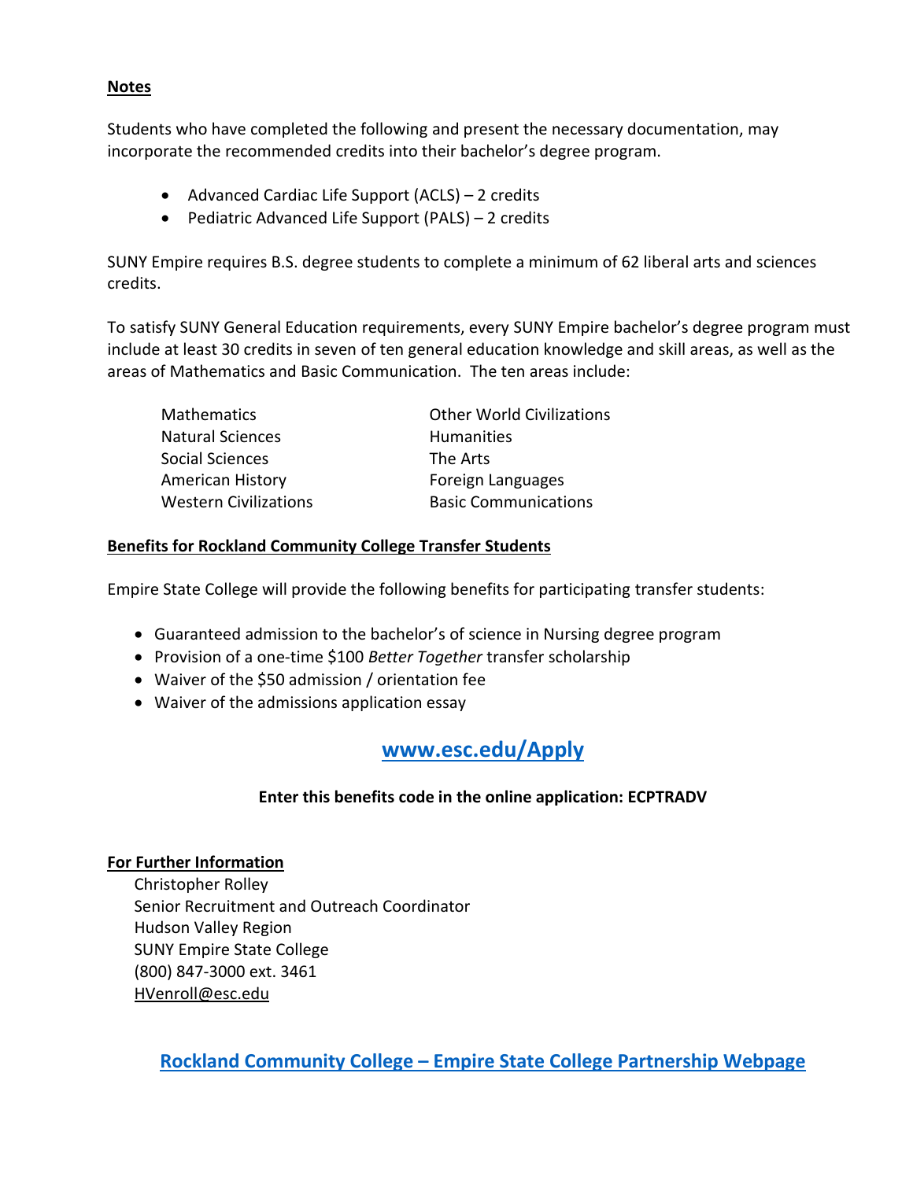**Notes**

Students who have completed the following and present the necessary documentation, may incorporate the recommended credits into their bachelor's degree program.

- Advanced Cardiac Life Support (ACLS) – 2 credits
- Pediatric Advanced Life Support (PALS) – 2 credits

SUNY Empire requires B.S. degree students to complete a minimum of 62 liberal arts and sciences credits.

To satisfy SUNY General Education requirements, every SUNY Empire bachelor's degree program must include at least 30 credits in seven of ten general education knowledge and skill areas, as well as the areas of Mathematics and Basic Communication. The ten areas include:

| | |
|---|---|
| Mathematics | Other World Civilizations |
| Natural Sciences | Humanities |
| Social Sciences | The Arts |
| American History | Foreign Languages |
| Western Civilizations | Basic Communications |

**Benefits for Rockland Community College Transfer Students**

Empire State College will provide the following benefits for participating transfer students:

- Guaranteed admission to the bachelor's of science in Nursing degree program
- Provision of a one-time $100 *Better Together* transfer scholarship
- Waiver of the $50 admission / orientation fee
- Waiver of the admissions application essay

## www.esc.edu/Apply

**Enter this benefits code in the online application: ECPTRADV**

**For Further Information**

Christopher Rolley
Senior Recruitment and Outreach Coordinator
Hudson Valley Region
SUNY Empire State College
(800) 847-3000 ext. 3461
HVenroll@esc.edu

## Rockland Community College – Empire State College Partnership Webpage